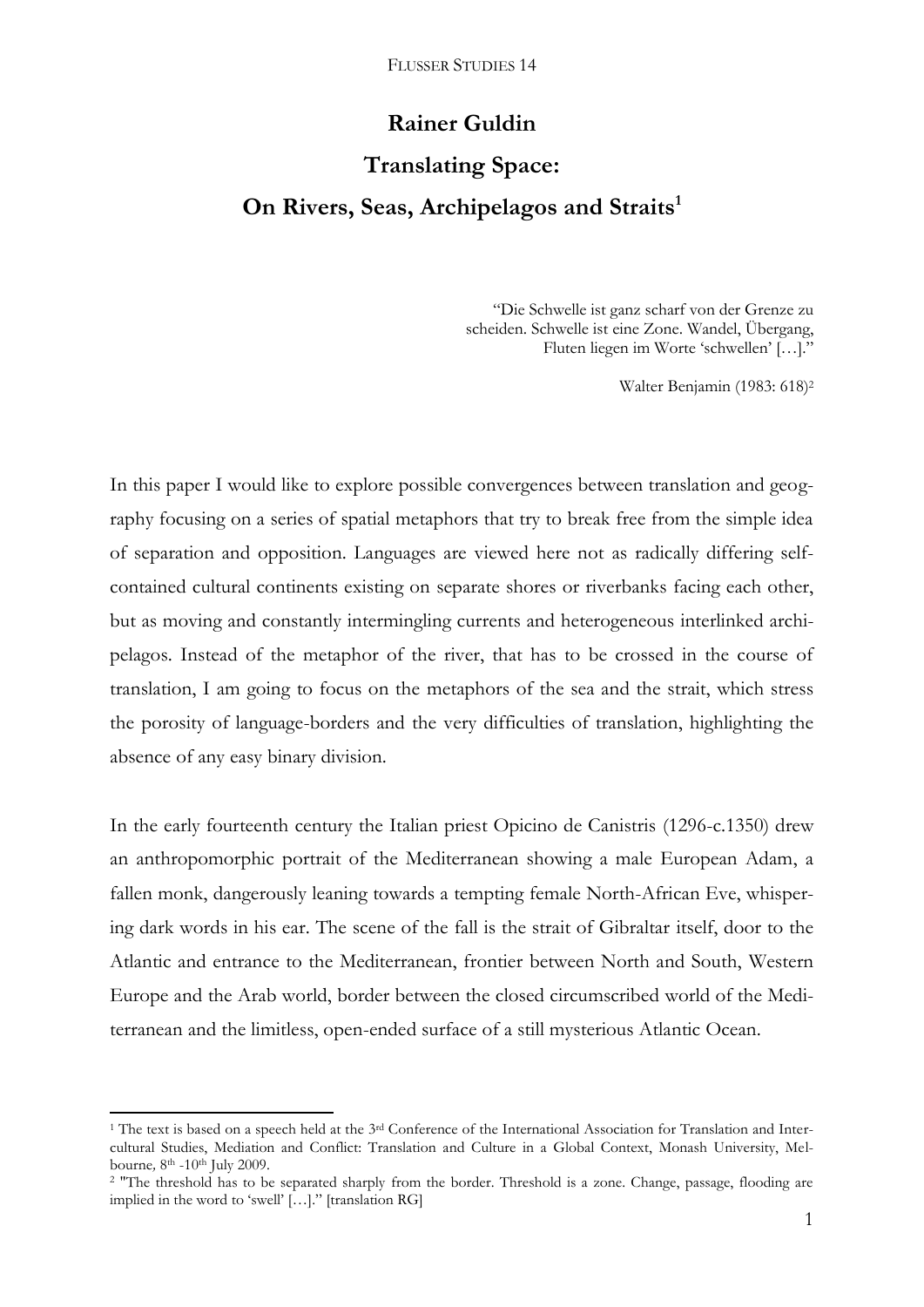# Rainer Guldin

# Translating Space:

# On Rivers, Seas, Archipelagos and Straits[1]

> "Die Schwelle ist ganz scharf von der Grenze zu scheiden. Schwelle ist eine Zone. Wandel, Übergang, Fluten liegen im Worte 'schwellen' […]."
>
> Walter Benjamin (1983: 618)[2]

In this paper I would like to explore possible convergences between translation and geography focusing on a series of spatial metaphors that try to break free from the simple idea of separation and opposition. Languages are viewed here not as radically differing self-contained cultural continents existing on separate shores or riverbanks facing each other, but as moving and constantly intermingling currents and heterogeneous interlinked archipelagos. Instead of the metaphor of the river, that has to be crossed in the course of translation, I am going to focus on the metaphors of the sea and the strait, which stress the porosity of language-borders and the very difficulties of translation, highlighting the absence of any easy binary division.

In the early fourteenth century the Italian priest Opicino de Canistris (1296-c.1350) drew an anthropomorphic portrait of the Mediterranean showing a male European Adam, a fallen monk, dangerously leaning towards a tempting female North-African Eve, whispering dark words in his ear. The scene of the fall is the strait of Gibraltar itself, door to the Atlantic and entrance to the Mediterranean, frontier between North and South, Western Europe and the Arab world, border between the closed circumscribed world of the Mediterranean and the limitless, open-ended surface of a still mysterious Atlantic Ocean.

---

[1] The text is based on a speech held at the 3rd Conference of the International Association for Translation and Intercultural Studies, Mediation and Conflict: Translation and Culture in a Global Context, Monash University, Melbourne, 8th -10th July 2009.

[2] "The threshold has to be separated sharply from the border. Threshold is a zone. Change, passage, flooding are implied in the word to 'swell' […]." [translation RG]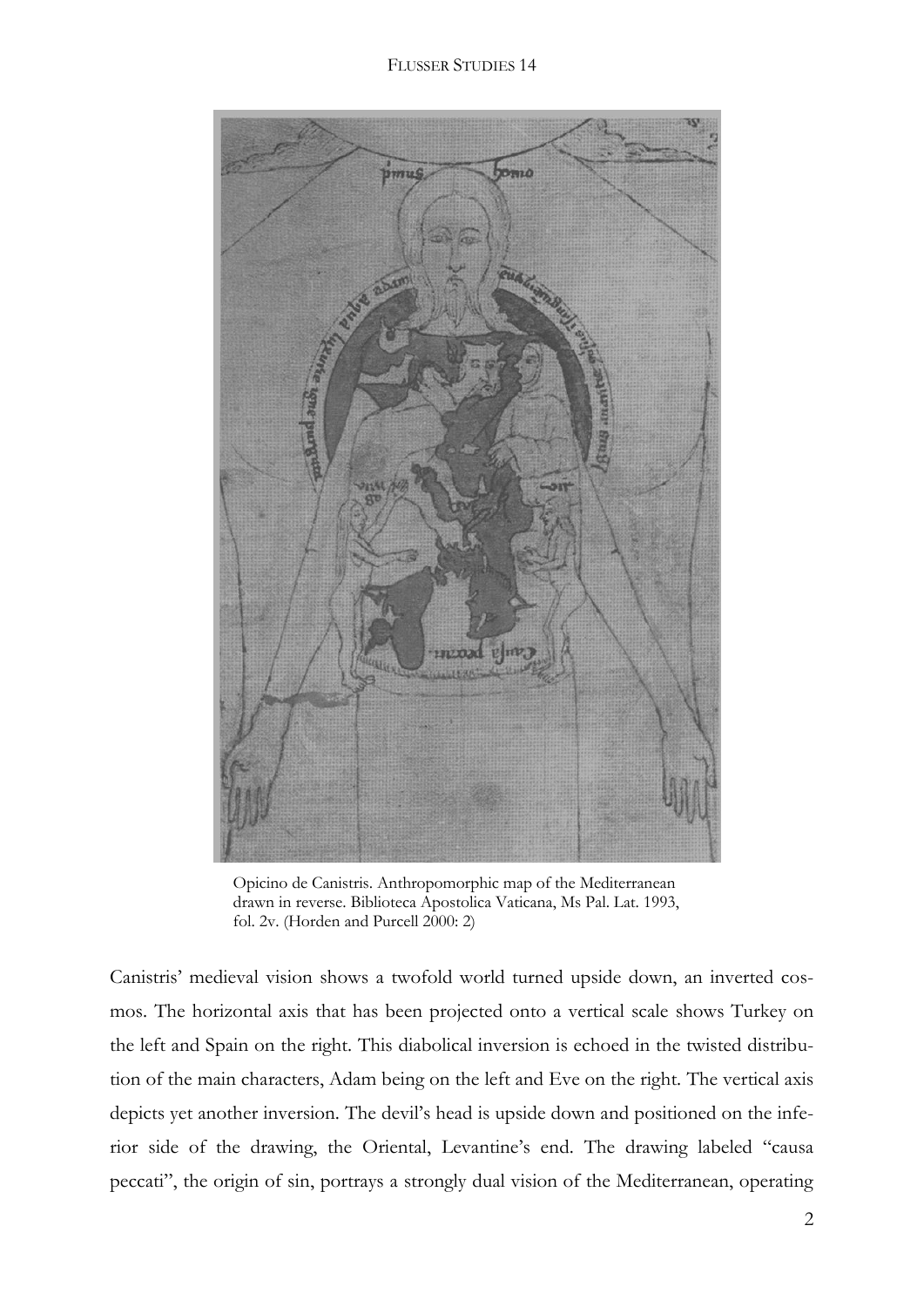Opicino de Canistris. Anthropomorphic map of the Mediterranean drawn in reverse. Biblioteca Apostolica Vaticana, Ms Pal. Lat. 1993, fol. 2v. (Horden and Purcell 2000: 2)

Canistris' medieval vision shows a twofold world turned upside down, an inverted cosmos. The horizontal axis that has been projected onto a vertical scale shows Turkey on the left and Spain on the right. This diabolical inversion is echoed in the twisted distribution of the main characters, Adam being on the left and Eve on the right. The vertical axis depicts yet another inversion. The devil's head is upside down and positioned on the inferior side of the drawing, the Oriental, Levantine's end. The drawing labeled "causa peccati", the origin of sin, portrays a strongly dual vision of the Mediterranean, operating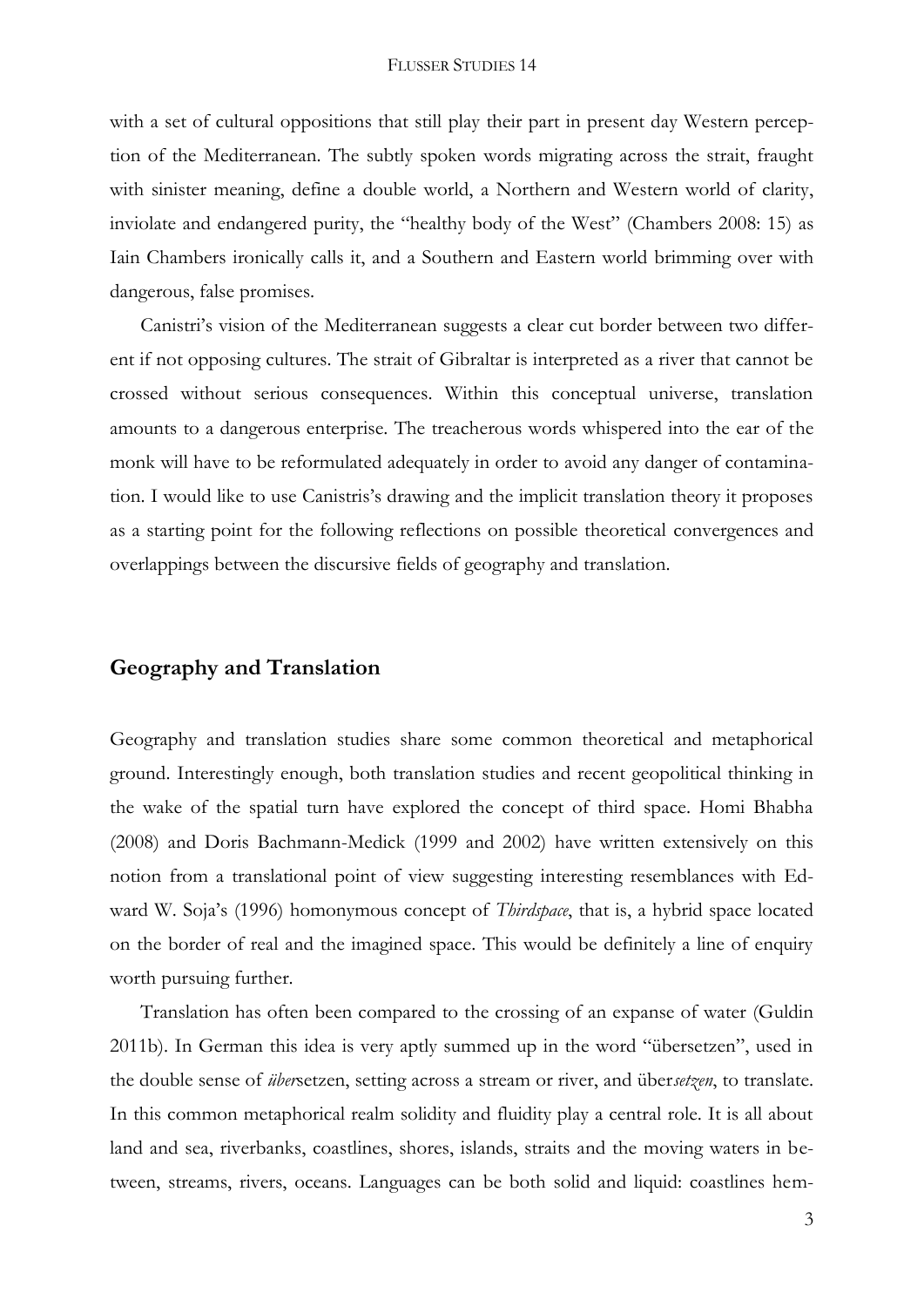with a set of cultural oppositions that still play their part in present day Western perception of the Mediterranean. The subtly spoken words migrating across the strait, fraught with sinister meaning, define a double world, a Northern and Western world of clarity, inviolate and endangered purity, the "healthy body of the West" (Chambers 2008: 15) as Iain Chambers ironically calls it, and a Southern and Eastern world brimming over with dangerous, false promises.

Canistri's vision of the Mediterranean suggests a clear cut border between two different if not opposing cultures. The strait of Gibraltar is interpreted as a river that cannot be crossed without serious consequences. Within this conceptual universe, translation amounts to a dangerous enterprise. The treacherous words whispered into the ear of the monk will have to be reformulated adequately in order to avoid any danger of contamination. I would like to use Canistris's drawing and the implicit translation theory it proposes as a starting point for the following reflections on possible theoretical convergences and overlappings between the discursive fields of geography and translation.

## Geography and Translation

Geography and translation studies share some common theoretical and metaphorical ground. Interestingly enough, both translation studies and recent geopolitical thinking in the wake of the spatial turn have explored the concept of third space. Homi Bhabha (2008) and Doris Bachmann-Medick (1999 and 2002) have written extensively on this notion from a translational point of view suggesting interesting resemblances with Edward W. Soja's (1996) homonymous concept of *Thirdspace*, that is, a hybrid space located on the border of real and the imagined space. This would be definitely a line of enquiry worth pursuing further.

Translation has often been compared to the crossing of an expanse of water (Guldin 2011b). In German this idea is very aptly summed up in the word "übersetzen", used in the double sense of *über*setzen, setting across a stream or river, and über*setzen*, to translate. In this common metaphorical realm solidity and fluidity play a central role. It is all about land and sea, riverbanks, coastlines, shores, islands, straits and the moving waters in between, streams, rivers, oceans. Languages can be both solid and liquid: coastlines hem-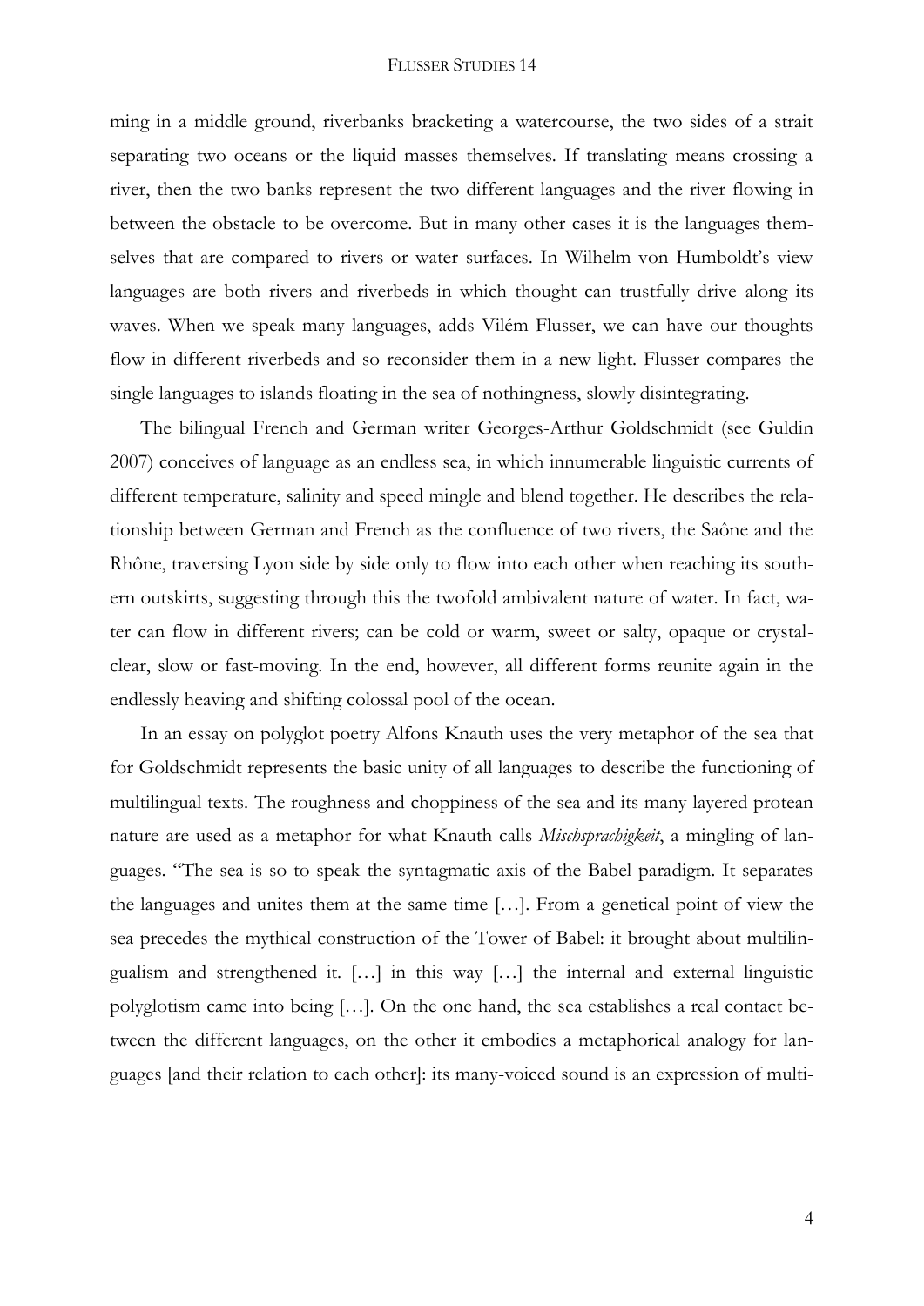ming in a middle ground, riverbanks bracketing a watercourse, the two sides of a strait separating two oceans or the liquid masses themselves. If translating means crossing a river, then the two banks represent the two different languages and the river flowing in between the obstacle to be overcome. But in many other cases it is the languages themselves that are compared to rivers or water surfaces. In Wilhelm von Humboldt's view languages are both rivers and riverbeds in which thought can trustfully drive along its waves. When we speak many languages, adds Vilém Flusser, we can have our thoughts flow in different riverbeds and so reconsider them in a new light. Flusser compares the single languages to islands floating in the sea of nothingness, slowly disintegrating.

The bilingual French and German writer Georges-Arthur Goldschmidt (see Guldin 2007) conceives of language as an endless sea, in which innumerable linguistic currents of different temperature, salinity and speed mingle and blend together. He describes the relationship between German and French as the confluence of two rivers, the Saône and the Rhône, traversing Lyon side by side only to flow into each other when reaching its southern outskirts, suggesting through this the twofold ambivalent nature of water. In fact, water can flow in different rivers; can be cold or warm, sweet or salty, opaque or crystal-clear, slow or fast-moving. In the end, however, all different forms reunite again in the endlessly heaving and shifting colossal pool of the ocean.

In an essay on polyglot poetry Alfons Knauth uses the very metaphor of the sea that for Goldschmidt represents the basic unity of all languages to describe the functioning of multilingual texts. The roughness and choppiness of the sea and its many layered protean nature are used as a metaphor for what Knauth calls *Mischsprachigkeit*, a mingling of languages. "The sea is so to speak the syntagmatic axis of the Babel paradigm. It separates the languages and unites them at the same time […]. From a genetical point of view the sea precedes the mythical construction of the Tower of Babel: it brought about multilingualism and strengthened it. […] in this way […] the internal and external linguistic polyglotism came into being […]. On the one hand, the sea establishes a real contact between the different languages, on the other it embodies a metaphorical analogy for languages [and their relation to each other]: its many-voiced sound is an expression of multi-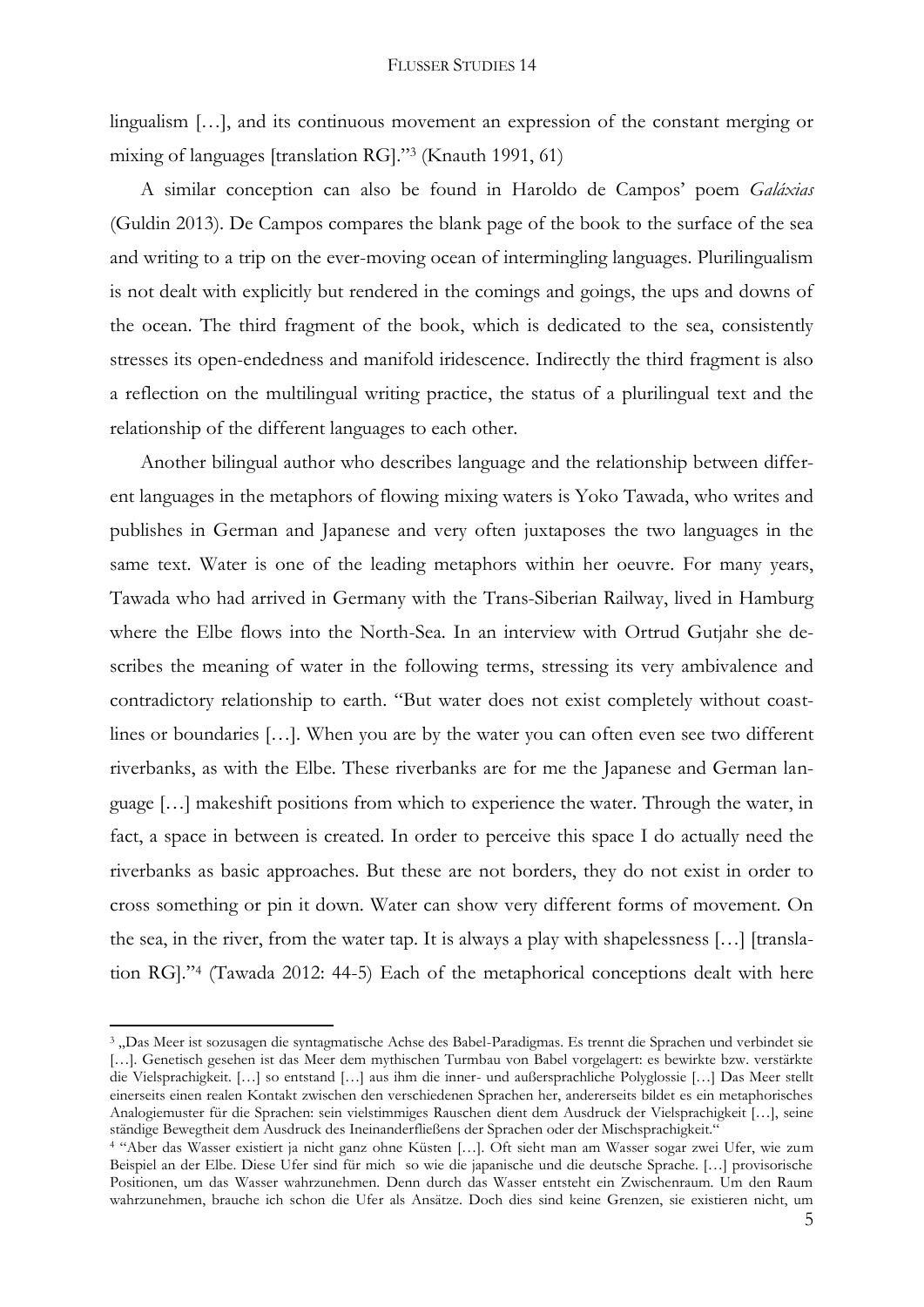lingualism […], and its continuous movement an expression of the constant merging or mixing of languages [translation RG]."[3] (Knauth 1991, 61)

A similar conception can also be found in Haroldo de Campos' poem *Galáxias* (Guldin 2013). De Campos compares the blank page of the book to the surface of the sea and writing to a trip on the ever-moving ocean of intermingling languages. Plurilingualism is not dealt with explicitly but rendered in the comings and goings, the ups and downs of the ocean. The third fragment of the book, which is dedicated to the sea, consistently stresses its open-endedness and manifold iridescence. Indirectly the third fragment is also a reflection on the multilingual writing practice, the status of a plurilingual text and the relationship of the different languages to each other.

Another bilingual author who describes language and the relationship between different languages in the metaphors of flowing mixing waters is Yoko Tawada, who writes and publishes in German and Japanese and very often juxtaposes the two languages in the same text. Water is one of the leading metaphors within her oeuvre. For many years, Tawada who had arrived in Germany with the Trans-Siberian Railway, lived in Hamburg where the Elbe flows into the North-Sea. In an interview with Ortrud Gutjahr she describes the meaning of water in the following terms, stressing its very ambivalence and contradictory relationship to earth. "But water does not exist completely without coastlines or boundaries […]. When you are by the water you can often even see two different riverbanks, as with the Elbe. These riverbanks are for me the Japanese and German language […] makeshift positions from which to experience the water. Through the water, in fact, a space in between is created. In order to perceive this space I do actually need the riverbanks as basic approaches. But these are not borders, they do not exist in order to cross something or pin it down. Water can show very different forms of movement. On the sea, in the river, from the water tap. It is always a play with shapelessness […] [translation RG]."[4] (Tawada 2012: 44-5) Each of the metaphorical conceptions dealt with here

---

[3] „Das Meer ist sozusagen die syntagmatische Achse des Babel-Paradigmas. Es trennt die Sprachen und verbindet sie […]. Genetisch gesehen ist das Meer dem mythischen Turmbau von Babel vorgelagert: es bewirkte bzw. verstärkte die Vielsprachigkeit. […] so entstand […] aus ihm die inner- und außersprachliche Polyglossie […] Das Meer stellt einerseits einen realen Kontakt zwischen den verschiedenen Sprachen her, andererseits bildet es ein metaphorisches Analogiemuster für die Sprachen: sein vielstimmiges Rauschen dient dem Ausdruck der Vielsprachigkeit […], seine ständige Bewegtheit dem Ausdruck des Ineinanderfließens der Sprachen oder der Mischsprachigkeit."

[4] "Aber das Wasser existiert ja nicht ganz ohne Küsten […]. Oft sieht man am Wasser sogar zwei Ufer, wie zum Beispiel an der Elbe. Diese Ufer sind für mich so wie die japanische und die deutsche Sprache. […] provisorische Positionen, um das Wasser wahrzunehmen. Denn durch das Wasser entsteht ein Zwischenraum. Um den Raum wahrzunehmen, brauche ich schon die Ufer als Ansätze. Doch dies sind keine Grenzen, sie existieren nicht, um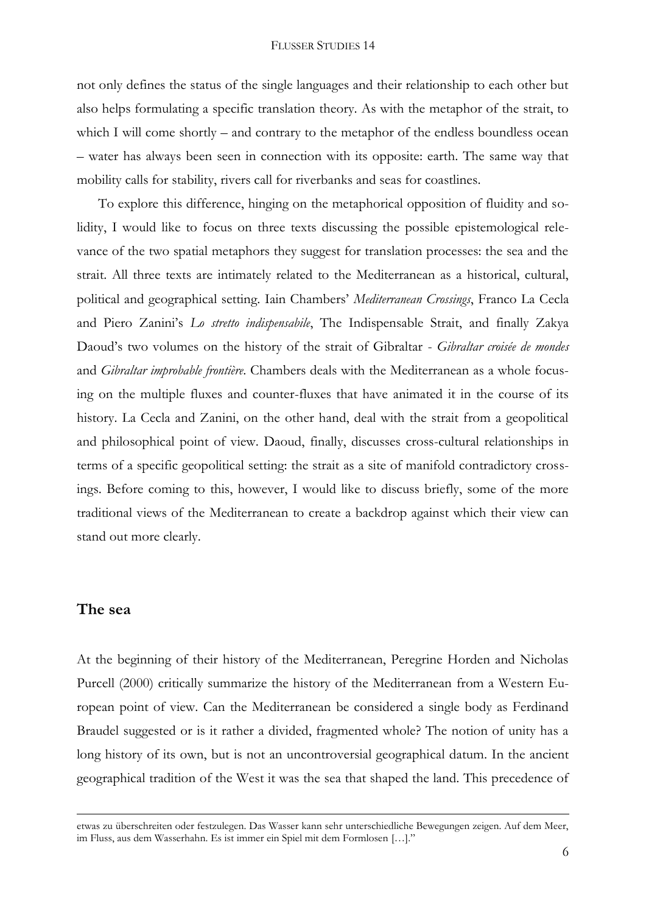not only defines the status of the single languages and their relationship to each other but also helps formulating a specific translation theory. As with the metaphor of the strait, to which I will come shortly – and contrary to the metaphor of the endless boundless ocean – water has always been seen in connection with its opposite: earth. The same way that mobility calls for stability, rivers call for riverbanks and seas for coastlines.

To explore this difference, hinging on the metaphorical opposition of fluidity and solidity, I would like to focus on three texts discussing the possible epistemological relevance of the two spatial metaphors they suggest for translation processes: the sea and the strait. All three texts are intimately related to the Mediterranean as a historical, cultural, political and geographical setting. Iain Chambers' *Mediterranean Crossings*, Franco La Cecla and Piero Zanini's *Lo stretto indispensabile*, The Indispensable Strait, and finally Zakya Daoud's two volumes on the history of the strait of Gibraltar - *Gibraltar croisée de mondes* and *Gibraltar improbable frontière*. Chambers deals with the Mediterranean as a whole focusing on the multiple fluxes and counter-fluxes that have animated it in the course of its history. La Cecla and Zanini, on the other hand, deal with the strait from a geopolitical and philosophical point of view. Daoud, finally, discusses cross-cultural relationships in terms of a specific geopolitical setting: the strait as a site of manifold contradictory crossings. Before coming to this, however, I would like to discuss briefly, some of the more traditional views of the Mediterranean to create a backdrop against which their view can stand out more clearly.

## The sea

At the beginning of their history of the Mediterranean, Peregrine Horden and Nicholas Purcell (2000) critically summarize the history of the Mediterranean from a Western European point of view. Can the Mediterranean be considered a single body as Ferdinand Braudel suggested or is it rather a divided, fragmented whole? The notion of unity has a long history of its own, but is not an uncontroversial geographical datum. In the ancient geographical tradition of the West it was the sea that shaped the land. This precedence of

etwas zu überschreiten oder festzulegen. Das Wasser kann sehr unterschiedliche Bewegungen zeigen. Auf dem Meer, im Fluss, aus dem Wasserhahn. Es ist immer ein Spiel mit dem Formlosen […]."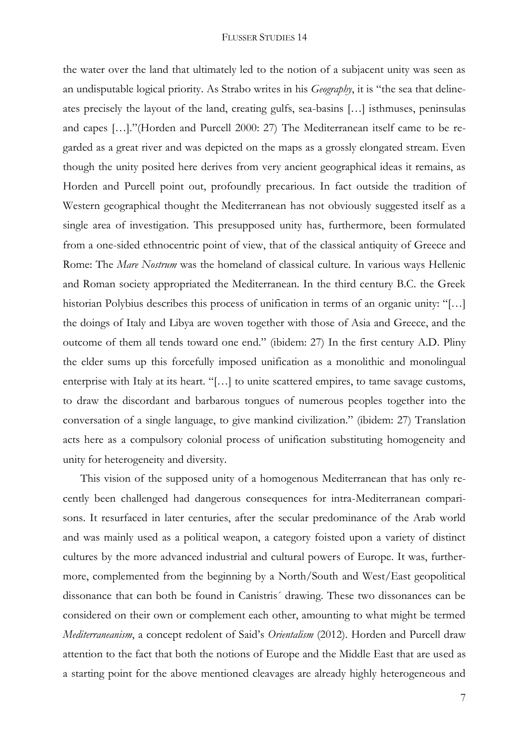the water over the land that ultimately led to the notion of a subjacent unity was seen as an undisputable logical priority. As Strabo writes in his *Geography*, it is "the sea that delineates precisely the layout of the land, creating gulfs, sea-basins […] isthmuses, peninsulas and capes […]."(Horden and Purcell 2000: 27) The Mediterranean itself came to be regarded as a great river and was depicted on the maps as a grossly elongated stream. Even though the unity posited here derives from very ancient geographical ideas it remains, as Horden and Purcell point out, profoundly precarious. In fact outside the tradition of Western geographical thought the Mediterranean has not obviously suggested itself as a single area of investigation. This presupposed unity has, furthermore, been formulated from a one-sided ethnocentric point of view, that of the classical antiquity of Greece and Rome: The *Mare Nostrum* was the homeland of classical culture. In various ways Hellenic and Roman society appropriated the Mediterranean. In the third century B.C. the Greek historian Polybius describes this process of unification in terms of an organic unity: "[…] the doings of Italy and Libya are woven together with those of Asia and Greece, and the outcome of them all tends toward one end." (ibidem: 27) In the first century A.D. Pliny the elder sums up this forcefully imposed unification as a monolithic and monolingual enterprise with Italy at its heart. "[…] to unite scattered empires, to tame savage customs, to draw the discordant and barbarous tongues of numerous peoples together into the conversation of a single language, to give mankind civilization." (ibidem: 27) Translation acts here as a compulsory colonial process of unification substituting homogeneity and unity for heterogeneity and diversity.

This vision of the supposed unity of a homogenous Mediterranean that has only recently been challenged had dangerous consequences for intra-Mediterranean comparisons. It resurfaced in later centuries, after the secular predominance of the Arab world and was mainly used as a political weapon, a category foisted upon a variety of distinct cultures by the more advanced industrial and cultural powers of Europe. It was, furthermore, complemented from the beginning by a North/South and West/East geopolitical dissonance that can both be found in Canistris´ drawing. These two dissonances can be considered on their own or complement each other, amounting to what might be termed *Mediterraneanism*, a concept redolent of Said's *Orientalism* (2012). Horden and Purcell draw attention to the fact that both the notions of Europe and the Middle East that are used as a starting point for the above mentioned cleavages are already highly heterogeneous and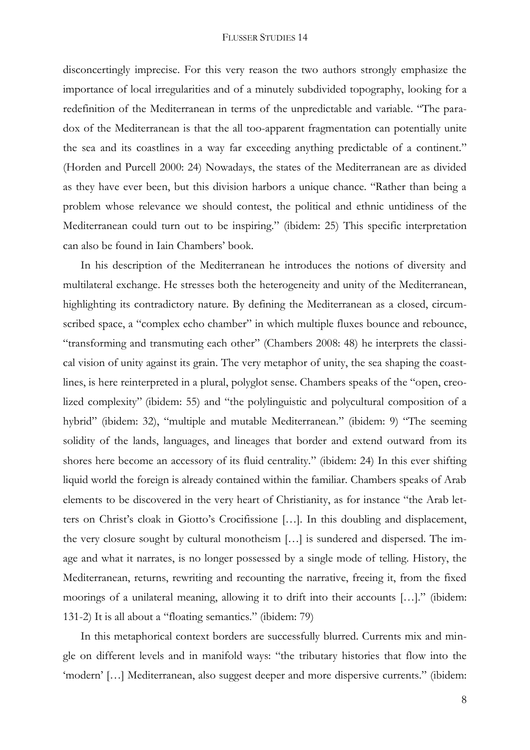disconcertingly imprecise. For this very reason the two authors strongly emphasize the importance of local irregularities and of a minutely subdivided topography, looking for a redefinition of the Mediterranean in terms of the unpredictable and variable. "The paradox of the Mediterranean is that the all too-apparent fragmentation can potentially unite the sea and its coastlines in a way far exceeding anything predictable of a continent." (Horden and Purcell 2000: 24) Nowadays, the states of the Mediterranean are as divided as they have ever been, but this division harbors a unique chance. "Rather than being a problem whose relevance we should contest, the political and ethnic untidiness of the Mediterranean could turn out to be inspiring." (ibidem: 25) This specific interpretation can also be found in Iain Chambers' book.

In his description of the Mediterranean he introduces the notions of diversity and multilateral exchange. He stresses both the heterogeneity and unity of the Mediterranean, highlighting its contradictory nature. By defining the Mediterranean as a closed, circumscribed space, a "complex echo chamber" in which multiple fluxes bounce and rebounce, "transforming and transmuting each other" (Chambers 2008: 48) he interprets the classical vision of unity against its grain. The very metaphor of unity, the sea shaping the coastlines, is here reinterpreted in a plural, polyglot sense. Chambers speaks of the "open, creolized complexity" (ibidem: 55) and "the polylinguistic and polycultural composition of a hybrid" (ibidem: 32), "multiple and mutable Mediterranean." (ibidem: 9) "The seeming solidity of the lands, languages, and lineages that border and extend outward from its shores here become an accessory of its fluid centrality." (ibidem: 24) In this ever shifting liquid world the foreign is already contained within the familiar. Chambers speaks of Arab elements to be discovered in the very heart of Christianity, as for instance "the Arab letters on Christ's cloak in Giotto's Crocifissione […]. In this doubling and displacement, the very closure sought by cultural monotheism […] is sundered and dispersed. The image and what it narrates, is no longer possessed by a single mode of telling. History, the Mediterranean, returns, rewriting and recounting the narrative, freeing it, from the fixed moorings of a unilateral meaning, allowing it to drift into their accounts […]." (ibidem: 131-2) It is all about a "floating semantics." (ibidem: 79)

In this metaphorical context borders are successfully blurred. Currents mix and mingle on different levels and in manifold ways: "the tributary histories that flow into the 'modern' […] Mediterranean, also suggest deeper and more dispersive currents." (ibidem: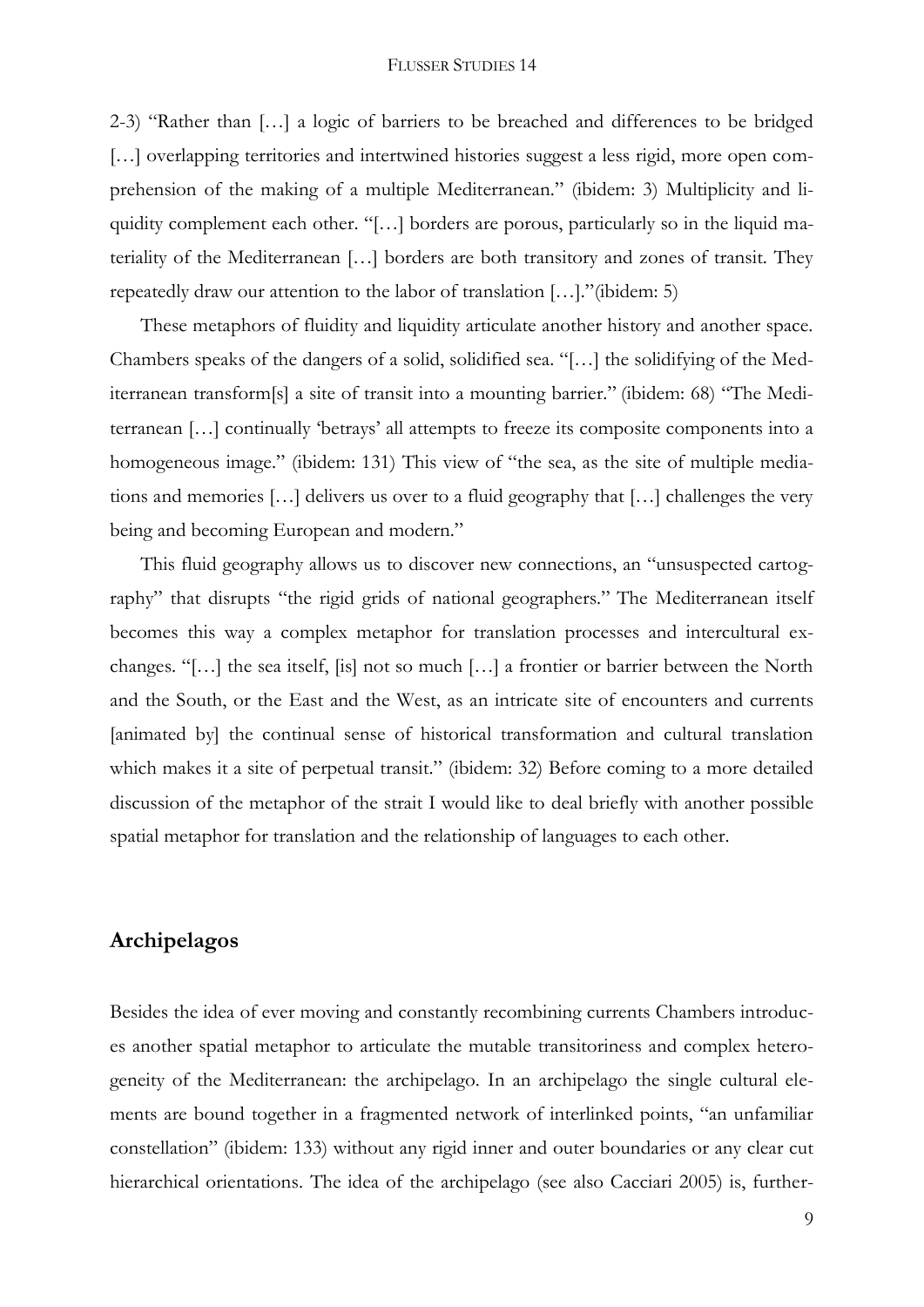2-3) "Rather than […] a logic of barriers to be breached and differences to be bridged […] overlapping territories and intertwined histories suggest a less rigid, more open comprehension of the making of a multiple Mediterranean." (ibidem: 3) Multiplicity and liquidity complement each other. "[…] borders are porous, particularly so in the liquid materiality of the Mediterranean […] borders are both transitory and zones of transit. They repeatedly draw our attention to the labor of translation […]."(ibidem: 5)

These metaphors of fluidity and liquidity articulate another history and another space. Chambers speaks of the dangers of a solid, solidified sea. "[…] the solidifying of the Mediterranean transform[s] a site of transit into a mounting barrier." (ibidem: 68) "The Mediterranean […] continually 'betrays' all attempts to freeze its composite components into a homogeneous image." (ibidem: 131) This view of "the sea, as the site of multiple mediations and memories […] delivers us over to a fluid geography that […] challenges the very being and becoming European and modern."

This fluid geography allows us to discover new connections, an "unsuspected cartography" that disrupts "the rigid grids of national geographers." The Mediterranean itself becomes this way a complex metaphor for translation processes and intercultural exchanges. "[…] the sea itself, [is] not so much […] a frontier or barrier between the North and the South, or the East and the West, as an intricate site of encounters and currents [animated by] the continual sense of historical transformation and cultural translation which makes it a site of perpetual transit." (ibidem: 32) Before coming to a more detailed discussion of the metaphor of the strait I would like to deal briefly with another possible spatial metaphor for translation and the relationship of languages to each other.

## Archipelagos

Besides the idea of ever moving and constantly recombining currents Chambers introduces another spatial metaphor to articulate the mutable transitoriness and complex heterogeneity of the Mediterranean: the archipelago. In an archipelago the single cultural elements are bound together in a fragmented network of interlinked points, "an unfamiliar constellation" (ibidem: 133) without any rigid inner and outer boundaries or any clear cut hierarchical orientations. The idea of the archipelago (see also Cacciari 2005) is, further-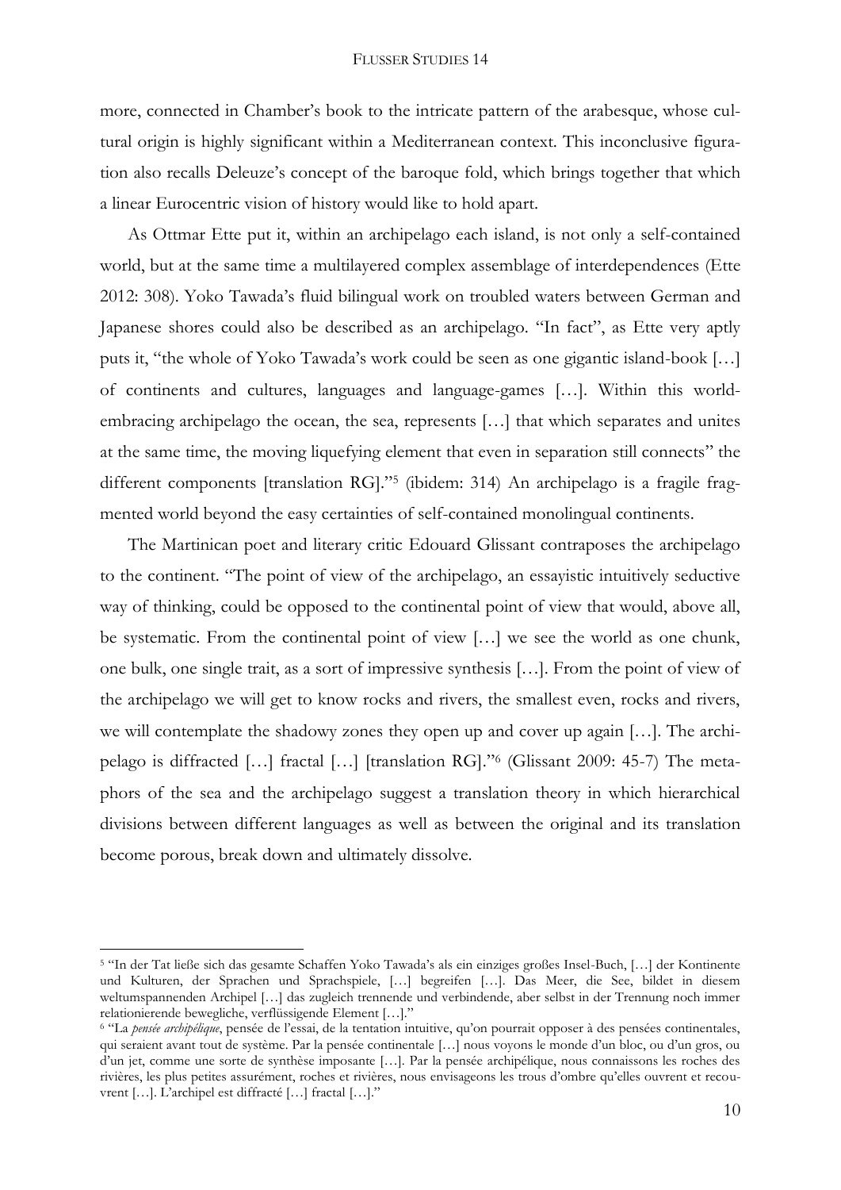more, connected in Chamber's book to the intricate pattern of the arabesque, whose cultural origin is highly significant within a Mediterranean context. This inconclusive figuration also recalls Deleuze's concept of the baroque fold, which brings together that which a linear Eurocentric vision of history would like to hold apart.

As Ottmar Ette put it, within an archipelago each island, is not only a self-contained world, but at the same time a multilayered complex assemblage of interdependences (Ette 2012: 308). Yoko Tawada's fluid bilingual work on troubled waters between German and Japanese shores could also be described as an archipelago. "In fact", as Ette very aptly puts it, "the whole of Yoko Tawada's work could be seen as one gigantic island-book […] of continents and cultures, languages and language-games […]. Within this world-embracing archipelago the ocean, the sea, represents […] that which separates and unites at the same time, the moving liquefying element that even in separation still connects" the different components [translation RG]."[5] (ibidem: 314) An archipelago is a fragile fragmented world beyond the easy certainties of self-contained monolingual continents.

The Martinican poet and literary critic Edouard Glissant contraposes the archipelago to the continent. "The point of view of the archipelago, an essayistic intuitively seductive way of thinking, could be opposed to the continental point of view that would, above all, be systematic. From the continental point of view […] we see the world as one chunk, one bulk, one single trait, as a sort of impressive synthesis […]. From the point of view of the archipelago we will get to know rocks and rivers, the smallest even, rocks and rivers, we will contemplate the shadowy zones they open up and cover up again […]. The archipelago is diffracted […] fractal […] [translation RG]."[6] (Glissant 2009: 45-7) The metaphors of the sea and the archipelago suggest a translation theory in which hierarchical divisions between different languages as well as between the original and its translation become porous, break down and ultimately dissolve.

---

[5] "In der Tat ließe sich das gesamte Schaffen Yoko Tawada's als ein einziges großes Insel-Buch, […] der Kontinente und Kulturen, der Sprachen und Sprachspiele, […] begreifen […]. Das Meer, die See, bildet in diesem weltumspannenden Archipel […] das zugleich trennende und verbindende, aber selbst in der Trennung noch immer relationierende bewegliche, verflüssigende Element […]."

[6] "La *pensée archipélique*, pensée de l'essai, de la tentation intuitive, qu'on pourrait opposer à des pensées continentales, qui seraient avant tout de système. Par la pensée continentale […] nous voyons le monde d'un bloc, ou d'un gros, ou d'un jet, comme une sorte de synthèse imposante […]. Par la pensée archipélique, nous connaissons les roches des rivières, les plus petites assurément, roches et rivières, nous envisageons les trous d'ombre qu'elles ouvrent et recouvrent […]. L'archipel est diffracté […] fractal […]."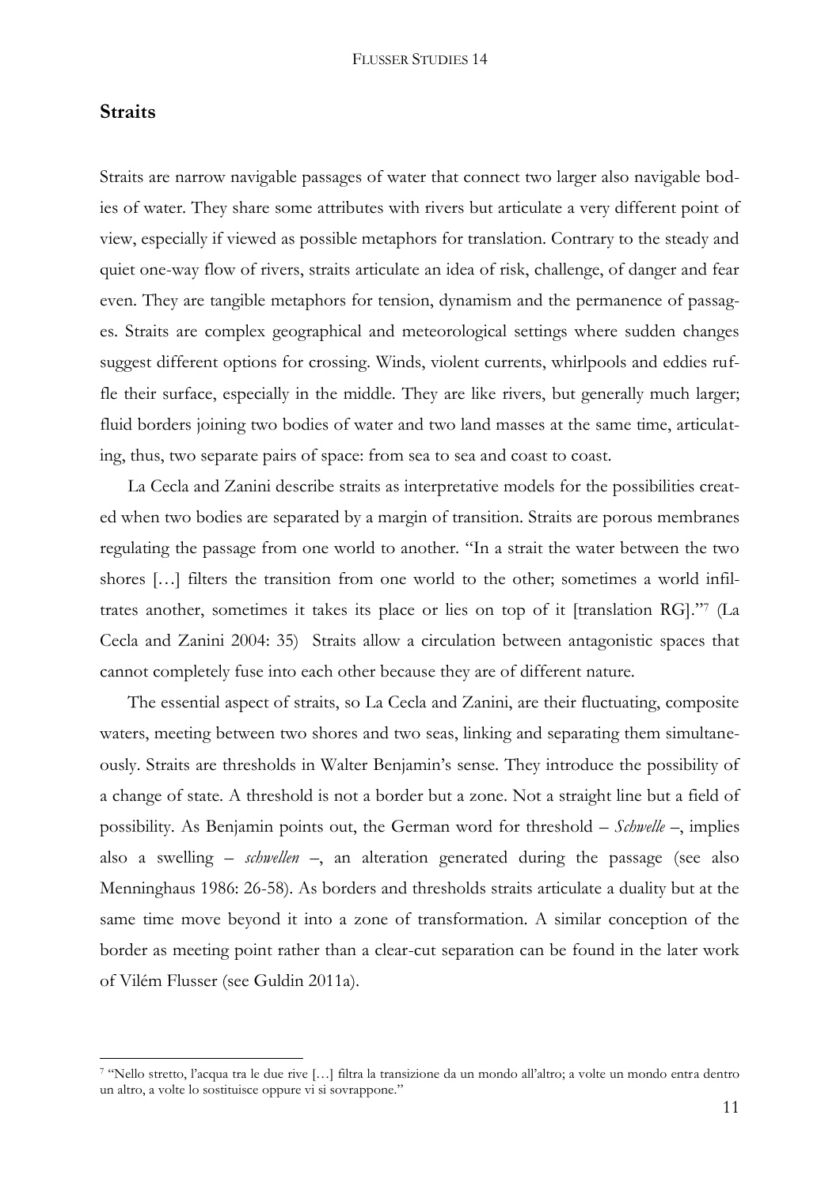## Straits

Straits are narrow navigable passages of water that connect two larger also navigable bodies of water. They share some attributes with rivers but articulate a very different point of view, especially if viewed as possible metaphors for translation. Contrary to the steady and quiet one-way flow of rivers, straits articulate an idea of risk, challenge, of danger and fear even. They are tangible metaphors for tension, dynamism and the permanence of passages. Straits are complex geographical and meteorological settings where sudden changes suggest different options for crossing. Winds, violent currents, whirlpools and eddies ruffle their surface, especially in the middle. They are like rivers, but generally much larger; fluid borders joining two bodies of water and two land masses at the same time, articulating, thus, two separate pairs of space: from sea to sea and coast to coast.

La Cecla and Zanini describe straits as interpretative models for the possibilities created when two bodies are separated by a margin of transition. Straits are porous membranes regulating the passage from one world to another. "In a strait the water between the two shores […] filters the transition from one world to the other; sometimes a world infiltrates another, sometimes it takes its place or lies on top of it [translation RG]."[7] (La Cecla and Zanini 2004: 35) Straits allow a circulation between antagonistic spaces that cannot completely fuse into each other because they are of different nature.

The essential aspect of straits, so La Cecla and Zanini, are their fluctuating, composite waters, meeting between two shores and two seas, linking and separating them simultaneously. Straits are thresholds in Walter Benjamin's sense. They introduce the possibility of a change of state. A threshold is not a border but a zone. Not a straight line but a field of possibility. As Benjamin points out, the German word for threshold – *Schwelle* –, implies also a swelling – *schwellen* –, an alteration generated during the passage (see also Menninghaus 1986: 26-58). As borders and thresholds straits articulate a duality but at the same time move beyond it into a zone of transformation. A similar conception of the border as meeting point rather than a clear-cut separation can be found in the later work of Vilém Flusser (see Guldin 2011a).

[7] "Nello stretto, l'acqua tra le due rive […] filtra la transizione da un mondo all'altro; a volte un mondo entra dentro un altro, a volte lo sostituisce oppure vi si sovrappone."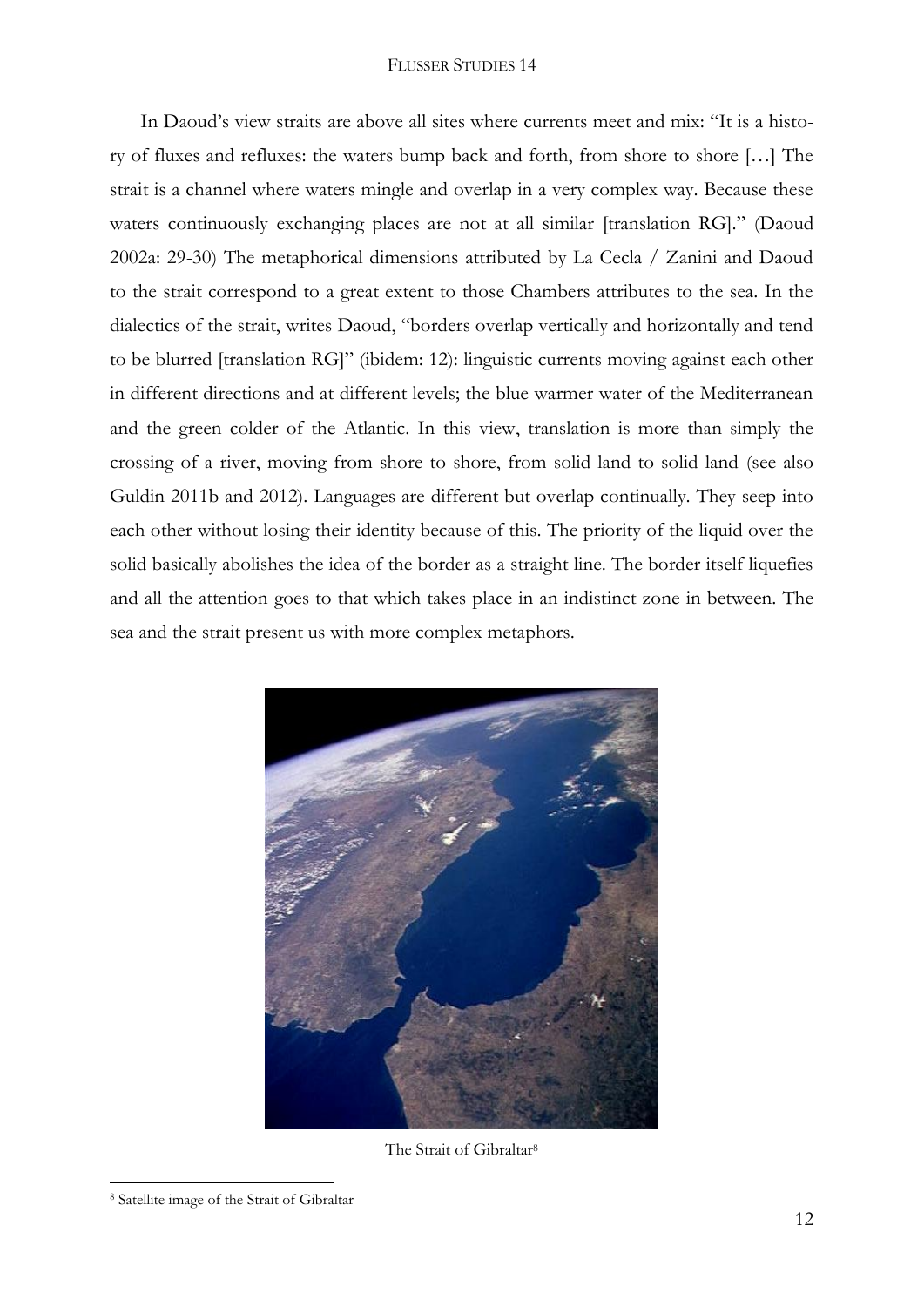In Daoud's view straits are above all sites where currents meet and mix: "It is a history of fluxes and refluxes: the waters bump back and forth, from shore to shore […] The strait is a channel where waters mingle and overlap in a very complex way. Because these waters continuously exchanging places are not at all similar [translation RG]." (Daoud 2002a: 29-30) The metaphorical dimensions attributed by La Cecla / Zanini and Daoud to the strait correspond to a great extent to those Chambers attributes to the sea. In the dialectics of the strait, writes Daoud, "borders overlap vertically and horizontally and tend to be blurred [translation RG]" (ibidem: 12): linguistic currents moving against each other in different directions and at different levels; the blue warmer water of the Mediterranean and the green colder of the Atlantic. In this view, translation is more than simply the crossing of a river, moving from shore to shore, from solid land to solid land (see also Guldin 2011b and 2012). Languages are different but overlap continually. They seep into each other without losing their identity because of this. The priority of the liquid over the solid basically abolishes the idea of the border as a straight line. The border itself liquefies and all the attention goes to that which takes place in an indistinct zone in between. The sea and the strait present us with more complex metaphors.

The Strait of Gibraltar[8]

[8] Satellite image of the Strait of Gibraltar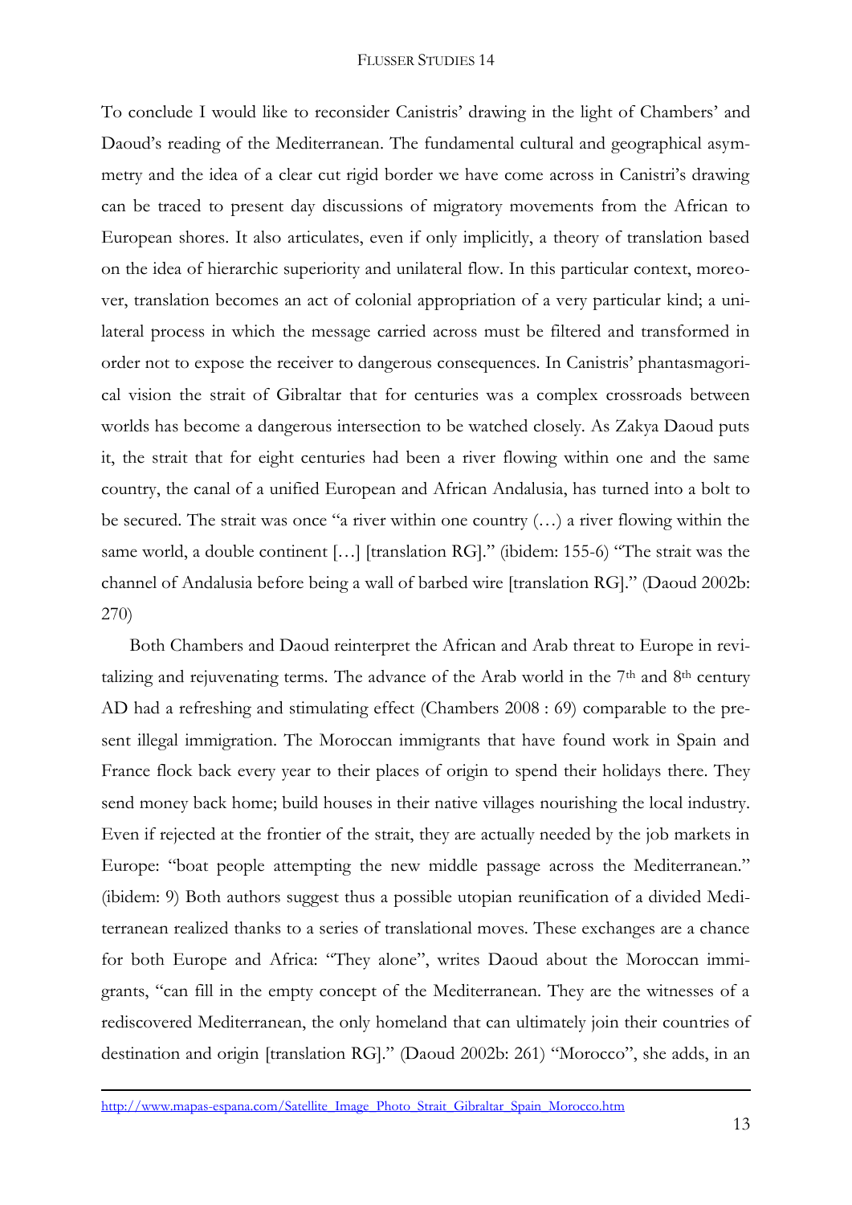To conclude I would like to reconsider Canistris' drawing in the light of Chambers' and Daoud's reading of the Mediterranean. The fundamental cultural and geographical asymmetry and the idea of a clear cut rigid border we have come across in Canistri's drawing can be traced to present day discussions of migratory movements from the African to European shores. It also articulates, even if only implicitly, a theory of translation based on the idea of hierarchic superiority and unilateral flow. In this particular context, moreover, translation becomes an act of colonial appropriation of a very particular kind; a unilateral process in which the message carried across must be filtered and transformed in order not to expose the receiver to dangerous consequences. In Canistris' phantasmagorical vision the strait of Gibraltar that for centuries was a complex crossroads between worlds has become a dangerous intersection to be watched closely. As Zakya Daoud puts it, the strait that for eight centuries had been a river flowing within one and the same country, the canal of a unified European and African Andalusia, has turned into a bolt to be secured. The strait was once "a river within one country (…) a river flowing within the same world, a double continent […] [translation RG]." (ibidem: 155-6) "The strait was the channel of Andalusia before being a wall of barbed wire [translation RG]." (Daoud 2002b: 270)

Both Chambers and Daoud reinterpret the African and Arab threat to Europe in revitalizing and rejuvenating terms. The advance of the Arab world in the 7th and 8th century AD had a refreshing and stimulating effect (Chambers 2008 : 69) comparable to the present illegal immigration. The Moroccan immigrants that have found work in Spain and France flock back every year to their places of origin to spend their holidays there. They send money back home; build houses in their native villages nourishing the local industry. Even if rejected at the frontier of the strait, they are actually needed by the job markets in Europe: "boat people attempting the new middle passage across the Mediterranean." (ibidem: 9) Both authors suggest thus a possible utopian reunification of a divided Mediterranean realized thanks to a series of translational moves. These exchanges are a chance for both Europe and Africa: "They alone", writes Daoud about the Moroccan immigrants, "can fill in the empty concept of the Mediterranean. They are the witnesses of a rediscovered Mediterranean, the only homeland that can ultimately join their countries of destination and origin [translation RG]." (Daoud 2002b: 261) "Morocco", she adds, in an

---

http://www.mapas-espana.com/Satellite_Image_Photo_Strait_Gibraltar_Spain_Morocco.htm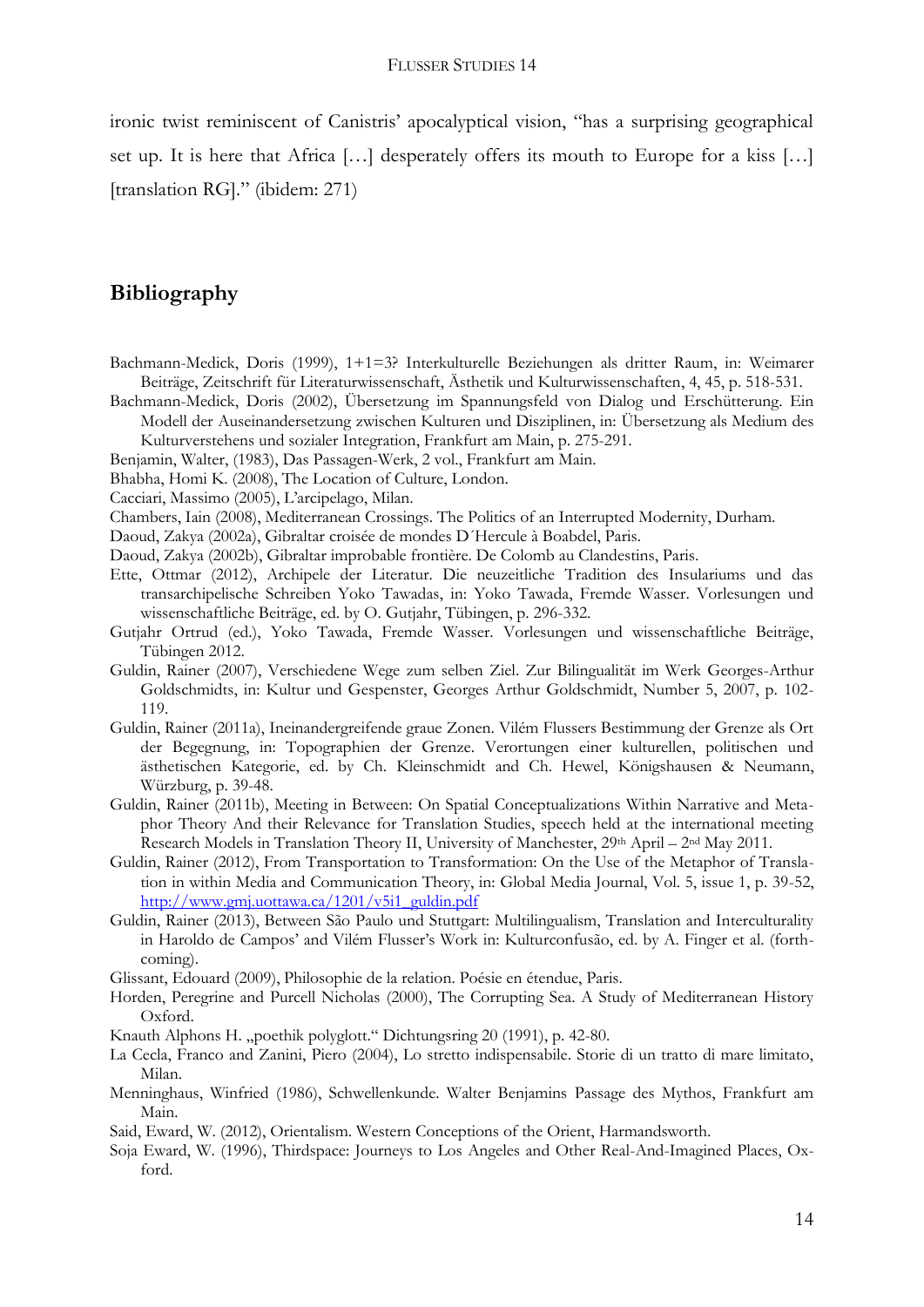ironic twist reminiscent of Canistris' apocalyptical vision, "has a surprising geographical set up. It is here that Africa […] desperately offers its mouth to Europe for a kiss […] [translation RG]." (ibidem: 271)

## Bibliography

Bachmann-Medick, Doris (1999), 1+1=3? Interkulturelle Beziehungen als dritter Raum, in: Weimarer Beiträge, Zeitschrift für Literaturwissenschaft, Ästhetik und Kulturwissenschaften, 4, 45, p. 518-531.

Bachmann-Medick, Doris (2002), Übersetzung im Spannungsfeld von Dialog und Erschütterung. Ein Modell der Auseinandersetzung zwischen Kulturen und Disziplinen, in: Übersetzung als Medium des Kulturverstehens und sozialer Integration, Frankfurt am Main, p. 275-291.

Benjamin, Walter, (1983), Das Passagen-Werk, 2 vol., Frankfurt am Main.

Bhabha, Homi K. (2008), The Location of Culture, London.

Cacciari, Massimo (2005), L'arcipelago, Milan.

Chambers, Iain (2008), Mediterranean Crossings. The Politics of an Interrupted Modernity, Durham.

Daoud, Zakya (2002a), Gibraltar croisée de mondes D´Hercule à Boabdel, Paris.

Daoud, Zakya (2002b), Gibraltar improbable frontière. De Colomb au Clandestins, Paris.

Ette, Ottmar (2012), Archipele der Literatur. Die neuzeitliche Tradition des Insulariums und das transarchipelische Schreiben Yoko Tawadas, in: Yoko Tawada, Fremde Wasser. Vorlesungen und wissenschaftliche Beiträge, ed. by O. Gutjahr, Tübingen, p. 296-332.

Gutjahr Ortrud (ed.), Yoko Tawada, Fremde Wasser. Vorlesungen und wissenschaftliche Beiträge, Tübingen 2012.

Guldin, Rainer (2007), Verschiedene Wege zum selben Ziel. Zur Bilingualität im Werk Georges-Arthur Goldschmidts, in: Kultur und Gespenster, Georges Arthur Goldschmidt, Number 5, 2007, p. 102-119.

Guldin, Rainer (2011a), Ineinandergreifende graue Zonen. Vilém Flussers Bestimmung der Grenze als Ort der Begegnung, in: Topographien der Grenze. Verortungen einer kulturellen, politischen und ästhetischen Kategorie, ed. by Ch. Kleinschmidt and Ch. Hewel, Königshausen & Neumann, Würzburg, p. 39-48.

Guldin, Rainer (2011b), Meeting in Between: On Spatial Conceptualizations Within Narrative and Metaphor Theory And their Relevance for Translation Studies, speech held at the international meeting Research Models in Translation Theory II, University of Manchester, 29th April – 2nd May 2011.

Guldin, Rainer (2012), From Transportation to Transformation: On the Use of the Metaphor of Translation in within Media and Communication Theory, in: Global Media Journal, Vol. 5, issue 1, p. 39-52, http://www.gmj.uottawa.ca/1201/v5i1_guldin.pdf

Guldin, Rainer (2013), Between São Paulo und Stuttgart: Multilingualism, Translation and Interculturality in Haroldo de Campos' and Vilém Flusser's Work in: Kulturconfusão, ed. by A. Finger et al. (forthcoming).

Glissant, Edouard (2009), Philosophie de la relation. Poésie en étendue, Paris.

Horden, Peregrine and Purcell Nicholas (2000), The Corrupting Sea. A Study of Mediterranean History Oxford.

Knauth Alphons H. „poethik polyglott." Dichtungsring 20 (1991), p. 42-80.

La Cecla, Franco and Zanini, Piero (2004), Lo stretto indispensabile. Storie di un tratto di mare limitato, Milan.

Menninghaus, Winfried (1986), Schwellenkunde. Walter Benjamins Passage des Mythos, Frankfurt am Main.

Said, Eward, W. (2012), Orientalism. Western Conceptions of the Orient, Harmandsworth.

Soja Eward, W. (1996), Thirdspace: Journeys to Los Angeles and Other Real-And-Imagined Places, Oxford.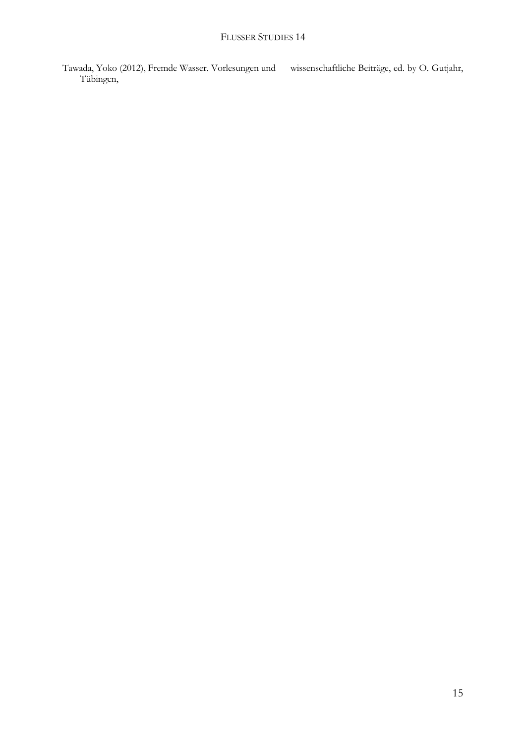Tawada, Yoko (2012), Fremde Wasser. Vorlesungen und wissenschaftliche Beiträge, ed. by O. Gutjahr, Tübingen,